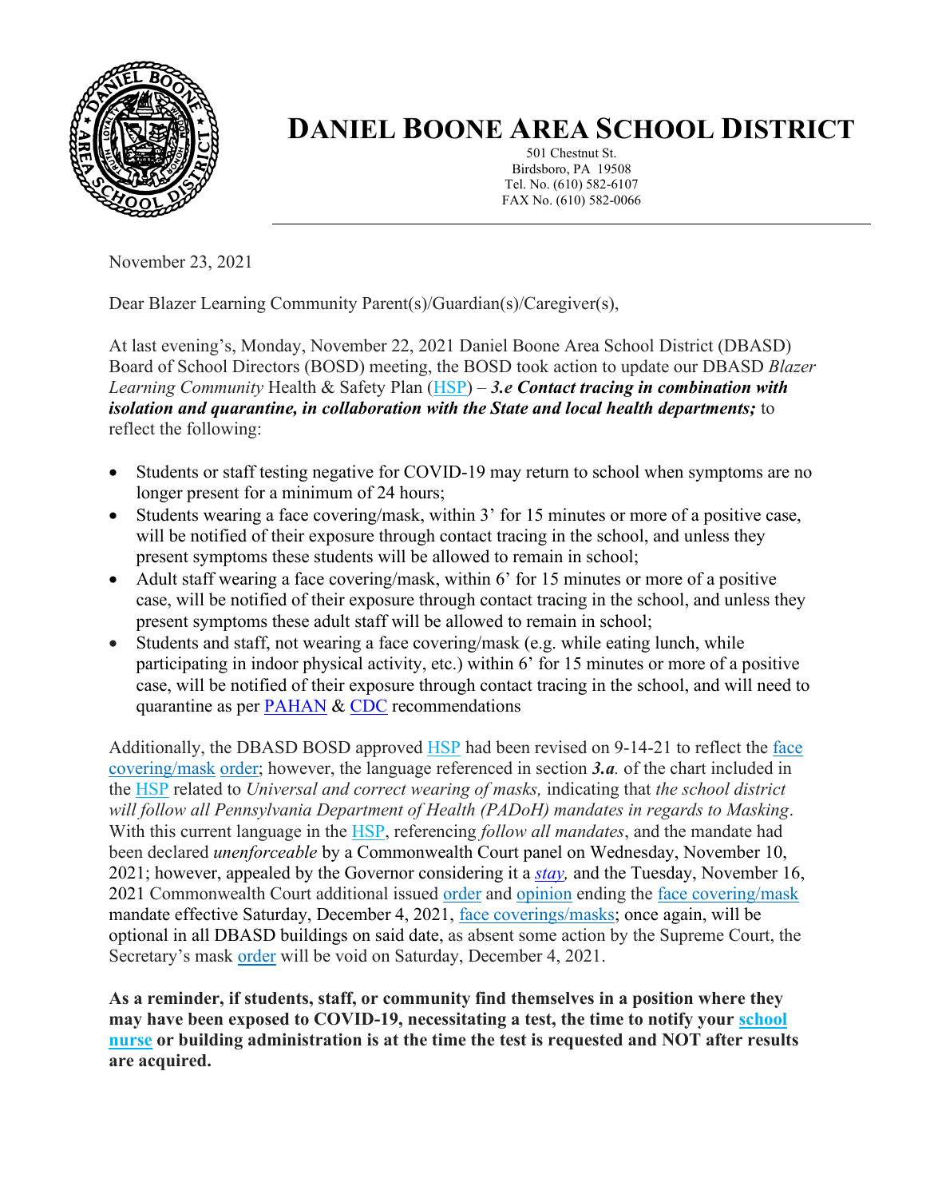# DANIEL BOONE AREA SCHOOL DISTRICT

501 Chestnut St.
Birdsboro, PA 19508
Tel. No. (610) 582-6107
FAX No. (610) 582-0066

November 23, 2021

Dear Blazer Learning Community Parent(s)/Guardian(s)/Caregiver(s),

At last evening's, Monday, November 22, 2021 Daniel Boone Area School District (DBASD) Board of School Directors (BOSD) meeting, the BOSD took action to update our DBASD *Blazer Learning Community* Health & Safety Plan (HSP) – ***3.e Contact tracing in combination with isolation and quarantine, in collaboration with the State and local health departments;*** to reflect the following:

- Students or staff testing negative for COVID-19 may return to school when symptoms are no longer present for a minimum of 24 hours;
- Students wearing a face covering/mask, within 3' for 15 minutes or more of a positive case, will be notified of their exposure through contact tracing in the school, and unless they present symptoms these students will be allowed to remain in school;
- Adult staff wearing a face covering/mask, within 6' for 15 minutes or more of a positive case, will be notified of their exposure through contact tracing in the school, and unless they present symptoms these adult staff will be allowed to remain in school;
- Students and staff, not wearing a face covering/mask (e.g. while eating lunch, while participating in indoor physical activity, etc.) within 6' for 15 minutes or more of a positive case, will be notified of their exposure through contact tracing in the school, and will need to quarantine as per PAHAN & CDC recommendations

Additionally, the DBASD BOSD approved HSP had been revised on 9-14-21 to reflect the face covering/mask order; however, the language referenced in section ***3.a.*** of the chart included in the HSP related to *Universal and correct wearing of masks,* indicating that *the school district will follow all Pennsylvania Department of Health (PADoH) mandates in regards to Masking*. With this current language in the HSP, referencing *follow all mandates*, and the mandate had been declared *unenforceable* by a Commonwealth Court panel on Wednesday, November 10, 2021; however, appealed by the Governor considering it a ***stay,*** and the Tuesday, November 16, 2021 Commonwealth Court additional issued order and opinion ending the face covering/mask mandate effective Saturday, December 4, 2021, face coverings/masks; once again, will be optional in all DBASD buildings on said date, as absent some action by the Supreme Court, the Secretary's mask order will be void on Saturday, December 4, 2021.

**As a reminder, if students, staff, or community find themselves in a position where they may have been exposed to COVID-19, necessitating a test, the time to notify your school nurse or building administration is at the time the test is requested and NOT after results are acquired.**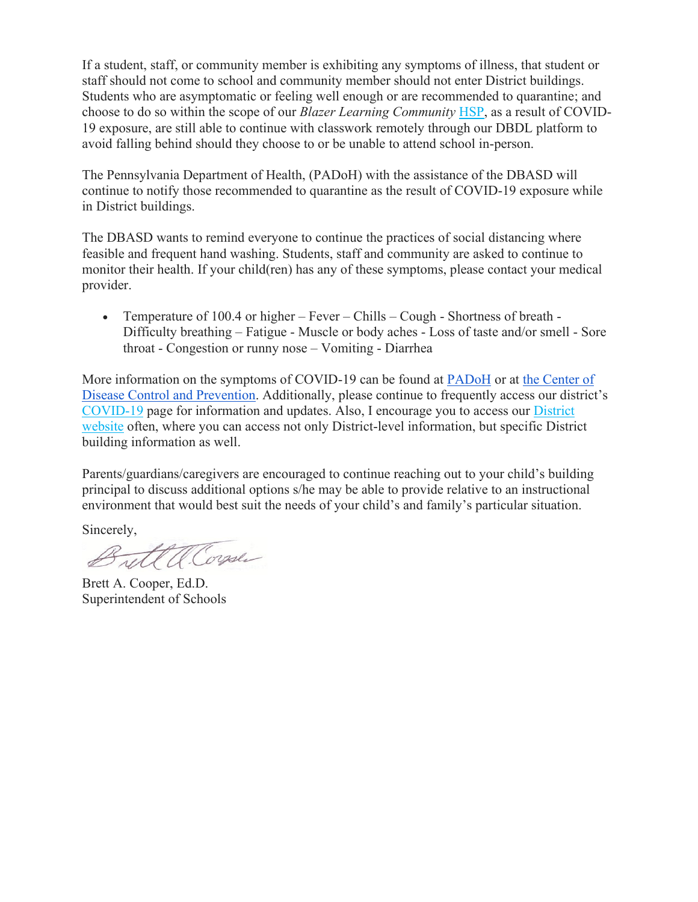If a student, staff, or community member is exhibiting any symptoms of illness, that student or staff should not come to school and community member should not enter District buildings. Students who are asymptomatic or feeling well enough or are recommended to quarantine; and choose to do so within the scope of our *Blazer Learning Community* HSP, as a result of COVID-19 exposure, are still able to continue with classwork remotely through our DBDL platform to avoid falling behind should they choose to or be unable to attend school in-person.

The Pennsylvania Department of Health, (PADoH) with the assistance of the DBASD will continue to notify those recommended to quarantine as the result of COVID-19 exposure while in District buildings.

The DBASD wants to remind everyone to continue the practices of social distancing where feasible and frequent hand washing. Students, staff and community are asked to continue to monitor their health. If your child(ren) has any of these symptoms, please contact your medical provider.

- Temperature of 100.4 or higher – Fever – Chills – Cough - Shortness of breath - Difficulty breathing – Fatigue - Muscle or body aches - Loss of taste and/or smell - Sore throat - Congestion or runny nose – Vomiting - Diarrhea

More information on the symptoms of COVID-19 can be found at PADoH or at the Center of Disease Control and Prevention. Additionally, please continue to frequently access our district's COVID-19 page for information and updates. Also, I encourage you to access our District website often, where you can access not only District-level information, but specific District building information as well.

Parents/guardians/caregivers are encouraged to continue reaching out to your child's building principal to discuss additional options s/he may be able to provide relative to an instructional environment that would best suit the needs of your child's and family's particular situation.

Sincerely,

Brett A. Cooper, Ed.D.
Superintendent of Schools